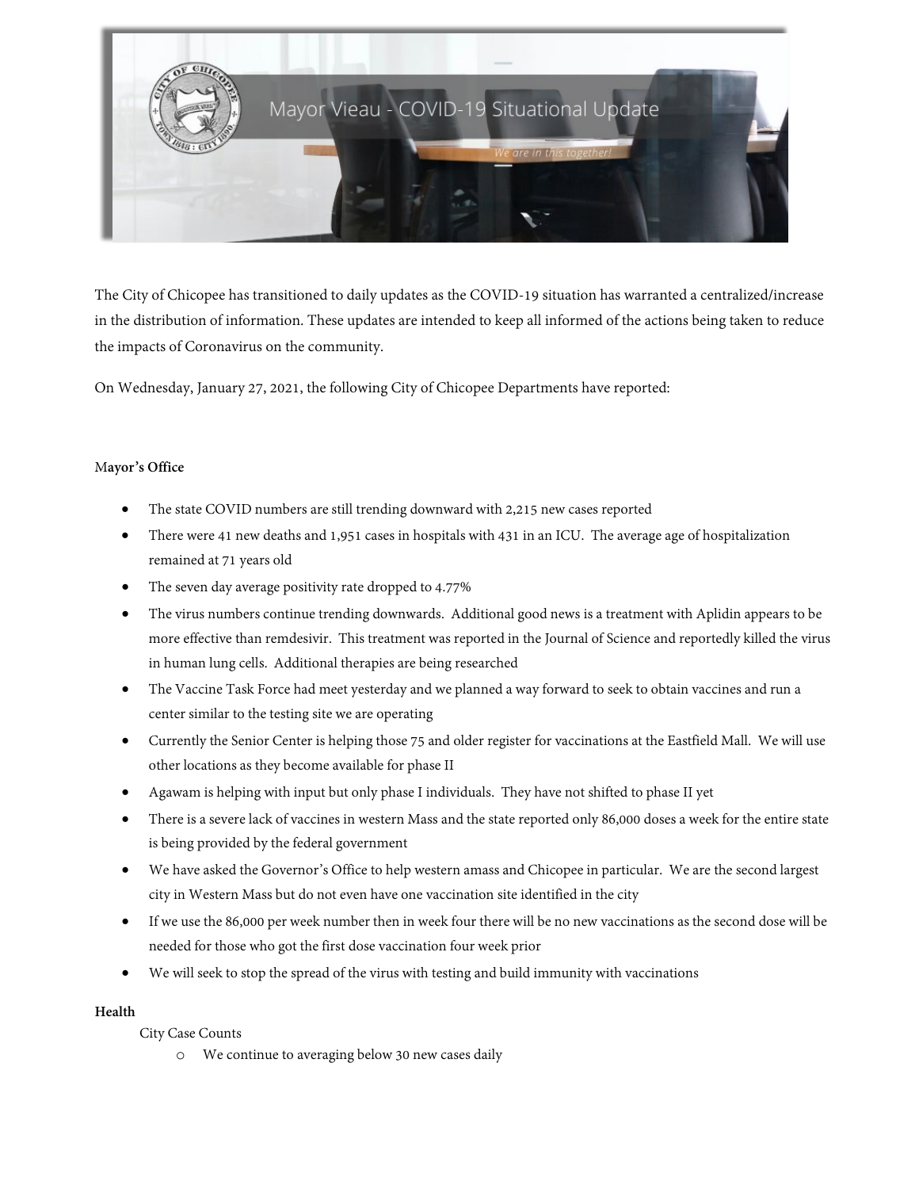# Mayor Vieau - COVID-19 Situational Update

*We are in this together!*

The City of Chicopee has transitioned to daily updates as the COVID-19 situation has warranted a centralized/increase in the distribution of information. These updates are intended to keep all informed of the actions being taken to reduce the impacts of Coronavirus on the community.

On Wednesday, January 27, 2021, the following City of Chicopee Departments have reported:

**Mayor's Office**

- The state COVID numbers are still trending downward with 2,215 new cases reported
- There were 41 new deaths and 1,951 cases in hospitals with 431 in an ICU. The average age of hospitalization remained at 71 years old
- The seven day average positivity rate dropped to 4.77%
- The virus numbers continue trending downwards. Additional good news is a treatment with Aplidin appears to be more effective than remdesivir. This treatment was reported in the Journal of Science and reportedly killed the virus in human lung cells. Additional therapies are being researched
- The Vaccine Task Force had meet yesterday and we planned a way forward to seek to obtain vaccines and run a center similar to the testing site we are operating
- Currently the Senior Center is helping those 75 and older register for vaccinations at the Eastfield Mall. We will use other locations as they become available for phase II
- Agawam is helping with input but only phase I individuals. They have not shifted to phase II yet
- There is a severe lack of vaccines in western Mass and the state reported only 86,000 doses a week for the entire state is being provided by the federal government
- We have asked the Governor's Office to help western amass and Chicopee in particular. We are the second largest city in Western Mass but do not even have one vaccination site identified in the city
- If we use the 86,000 per week number then in week four there will be no new vaccinations as the second dose will be needed for those who got the first dose vaccination four week prior
- We will seek to stop the spread of the virus with testing and build immunity with vaccinations

**Health**

City Case Counts

- We continue to averaging below 30 new cases daily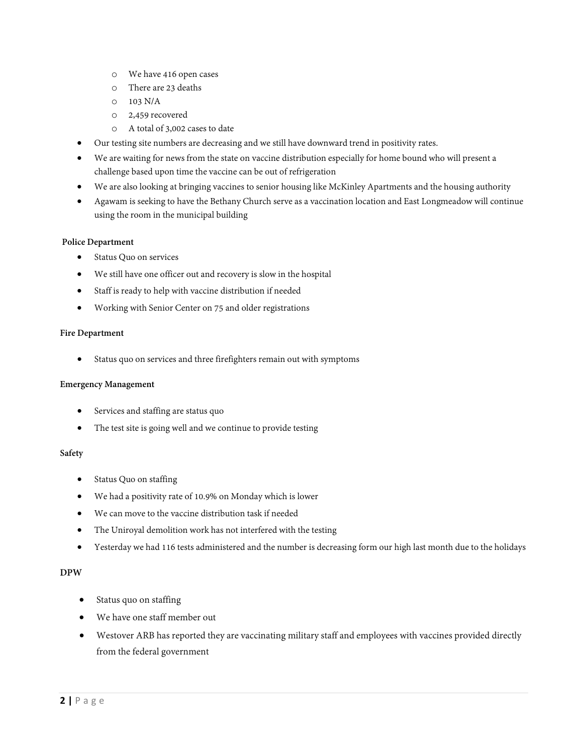- We have 416 open cases
  - There are 23 deaths
  - 103 N/A
  - 2,459 recovered
  - A total of 3,002 cases to date
- Our testing site numbers are decreasing and we still have downward trend in positivity rates.
- We are waiting for news from the state on vaccine distribution especially for home bound who will present a challenge based upon time the vaccine can be out of refrigeration
- We are also looking at bringing vaccines to senior housing like McKinley Apartments and the housing authority
- Agawam is seeking to have the Bethany Church serve as a vaccination location and East Longmeadow will continue using the room in the municipal building

**Police Department**

- Status Quo on services
- We still have one officer out and recovery is slow in the hospital
- Staff is ready to help with vaccine distribution if needed
- Working with Senior Center on 75 and older registrations

**Fire Department**

- Status quo on services and three firefighters remain out with symptoms

**Emergency Management**

- Services and staffing are status quo
- The test site is going well and we continue to provide testing

**Safety**

- Status Quo on staffing
- We had a positivity rate of 10.9% on Monday which is lower
- We can move to the vaccine distribution task if needed
- The Uniroyal demolition work has not interfered with the testing
- Yesterday we had 116 tests administered and the number is decreasing form our high last month due to the holidays

**DPW**

- Status quo on staffing
- We have one staff member out
- Westover ARB has reported they are vaccinating military staff and employees with vaccines provided directly from the federal government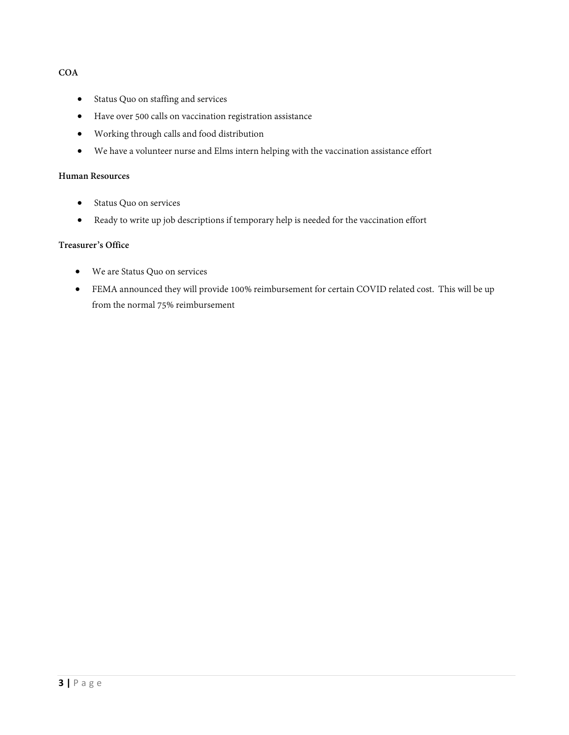**COA**

- Status Quo on staffing and services
- Have over 500 calls on vaccination registration assistance
- Working through calls and food distribution
- We have a volunteer nurse and Elms intern helping with the vaccination assistance effort

**Human Resources**

- Status Quo on services
- Ready to write up job descriptions if temporary help is needed for the vaccination effort

**Treasurer's Office**

- We are Status Quo on services
- FEMA announced they will provide 100% reimbursement for certain COVID related cost. This will be up from the normal 75% reimbursement